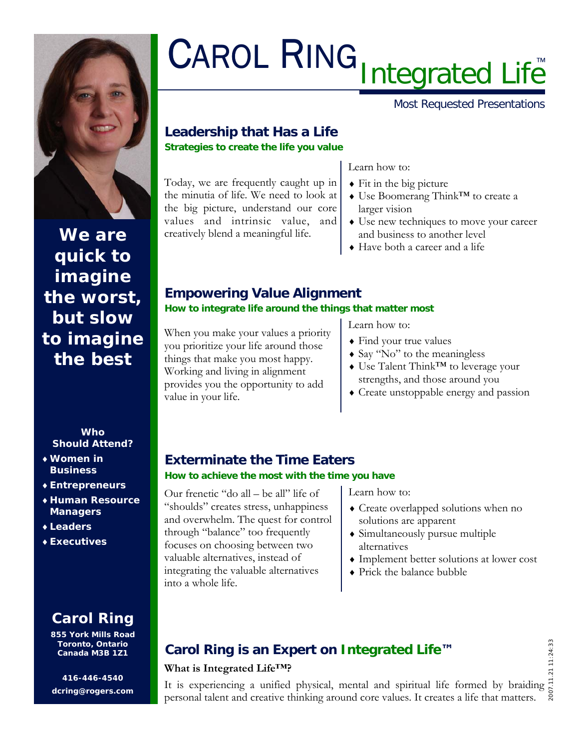# CAROL RING Integrated Life™

Most Requested Presentations

## Leadership that Has a Life

**Strategies to create the life you value**

Today, we are frequently caught up in the minutia of life. We need to look at the big picture, understand our core values and intrinsic value, and creatively blend a meaningful life.

Learn how to:

- Fit in the big picture
- Use Boomerang Think™ to create a larger vision
- Use new techniques to move your career and business to another level
- Have both a career and a life

## Empowering Value Alignment

**How to integrate life around the things that matter most**

When you make your values a priority you prioritize your life around those things that make you most happy. Working and living in alignment provides you the opportunity to add value in your life.

Learn how to:

- Find your true values
- Say "No" to the meaningless
- Use Talent Think™ to leverage your strengths, and those around you
- Create unstoppable energy and passion

## Exterminate the Time Eaters

**How to achieve the most with the time you have**

Our frenetic "do all – be all" life of "shoulds" creates stress, unhappiness and overwhelm. The quest for control through "balance" too frequently focuses on choosing between two valuable alternatives, instead of integrating the valuable alternatives into a whole life.

Learn how to:

- Create overlapped solutions when no solutions are apparent
- Simultaneously pursue multiple alternatives
- Implement better solutions at lower cost
- Prick the balance bubble

## Carol Ring is an Expert on Integrated Life™

**What is Integrated Life™?**

It is experiencing a unified physical, mental and spiritual life formed by braiding personal talent and creative thinking around core values. It creates a life that matters.

**We are quick to imagine the worst, but slow to imagine the best**

**Who Should Attend?**

- Women in Business
- Entrepreneurs
- Human Resource Managers
- Leaders
- Executives

**Carol Ring**

855 York Mills Road
Toronto, Ontario
Canada M3B 1Z1

416-446-4540
dcring@rogers.com

2007.11.21 11:24:33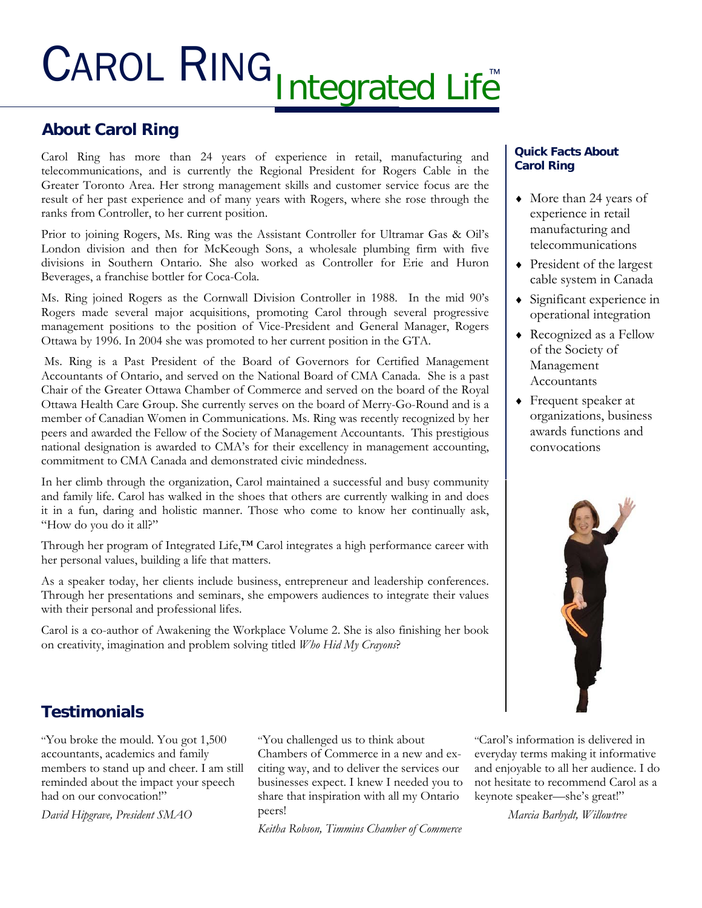# CAROL RING Integrated Life™

## About Carol Ring

Carol Ring has more than 24 years of experience in retail, manufacturing and telecommunications, and is currently the Regional President for Rogers Cable in the Greater Toronto Area. Her strong management skills and customer service focus are the result of her past experience and of many years with Rogers, where she rose through the ranks from Controller, to her current position.

Prior to joining Rogers, Ms. Ring was the Assistant Controller for Ultramar Gas & Oil's London division and then for McKeough Sons, a wholesale plumbing firm with five divisions in Southern Ontario. She also worked as Controller for Erie and Huron Beverages, a franchise bottler for Coca-Cola.

Ms. Ring joined Rogers as the Cornwall Division Controller in 1988. In the mid 90's Rogers made several major acquisitions, promoting Carol through several progressive management positions to the position of Vice-President and General Manager, Rogers Ottawa by 1996. In 2004 she was promoted to her current position in the GTA.

Ms. Ring is a Past President of the Board of Governors for Certified Management Accountants of Ontario, and served on the National Board of CMA Canada. She is a past Chair of the Greater Ottawa Chamber of Commerce and served on the board of the Royal Ottawa Health Care Group. She currently serves on the board of Merry-Go-Round and is a member of Canadian Women in Communications. Ms. Ring was recently recognized by her peers and awarded the Fellow of the Society of Management Accountants. This prestigious national designation is awarded to CMA's for their excellency in management accounting, commitment to CMA Canada and demonstrated civic mindedness.

In her climb through the organization, Carol maintained a successful and busy community and family life. Carol has walked in the shoes that others are currently walking in and does it in a fun, daring and holistic manner. Those who come to know her continually ask, "How do you do it all?"

Through her program of Integrated Life,™ Carol integrates a high performance career with her personal values, building a life that matters.

As a speaker today, her clients include business, entrepreneur and leadership conferences. Through her presentations and seminars, she empowers audiences to integrate their values with their personal and professional lifes.

Carol is a co-author of Awakening the Workplace Volume 2. She is also finishing her book on creativity, imagination and problem solving titled *Who Hid My Crayons*?

### Quick Facts About Carol Ring

- More than 24 years of experience in retail manufacturing and telecommunications
- President of the largest cable system in Canada
- Significant experience in operational integration
- Recognized as a Fellow of the Society of Management Accountants
- Frequent speaker at organizations, business awards functions and convocations

## Testimonials

"You broke the mould. You got 1,500 accountants, academics and family members to stand up and cheer. I am still reminded about the impact your speech had on our convocation!"

*David Hipgrave, President SMAO*

"You challenged us to think about Chambers of Commerce in a new and exciting way, and to deliver the services our businesses expect. I knew I needed you to share that inspiration with all my Ontario peers!

*Keitha Robson, Timmins Chamber of Commerce*

"Carol's information is delivered in everyday terms making it informative and enjoyable to all her audience. I do not hesitate to recommend Carol as a keynote speaker—she's great!"

*Marcia Barhydt, Willowtree*